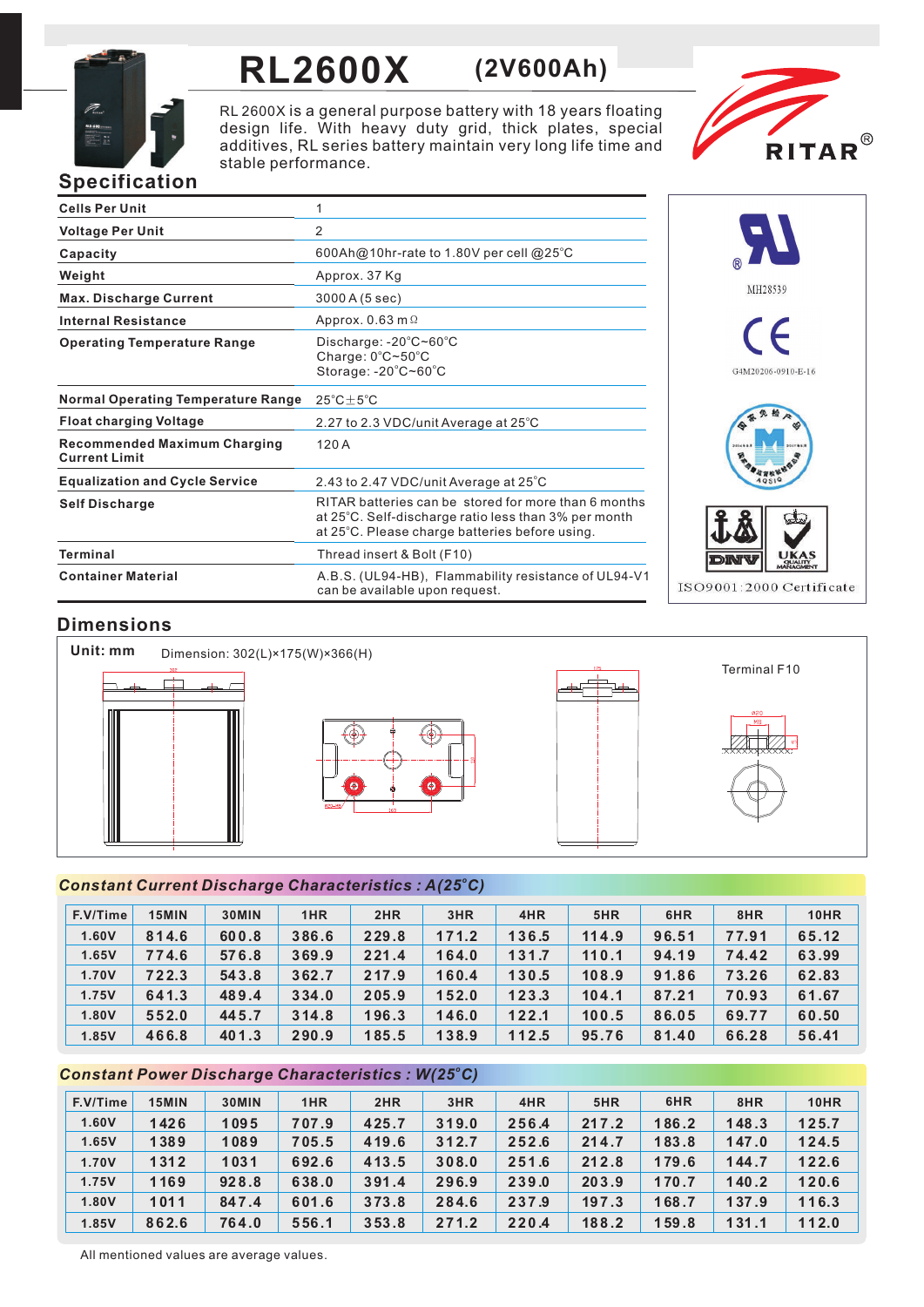# RL2600X (2V600Ah)

RL 2600X is a general purpose battery with 18 years floating design life. With heavy duty grid, thick plates, special additives, RL series battery maintain very long life time and stable performance.

RITAR®

## Specification

| | |
|---|---|
| Cells Per Unit | 1 |
| Voltage Per Unit | 2 |
| Capacity | 600Ah@10hr-rate to 1.80V per cell @25°C |
| Weight | Approx. 37 Kg |
| Max. Discharge Current | 3000 A (5 sec) |
| Internal Resistance | Approx. 0.63 mΩ |
| Operating Temperature Range | Discharge: -20°C~60°C<br>Charge: 0°C~50°C<br>Storage: -20°C~60°C |
| Normal Operating Temperature Range | 25°C±5°C |
| Float charging Voltage | 2.27 to 2.3 VDC/unit Average at 25°C |
| Recommended Maximum Charging Current Limit | 120 A |
| Equalization and Cycle Service | 2.43 to 2.47 VDC/unit Average at 25°C |
| Self Discharge | RITAR batteries can be stored for more than 6 months at 25°C. Self-discharge ratio less than 3% per month at 25°C. Please charge batteries before using. |
| Terminal | Thread insert & Bolt (F10) |
| Container Material | A.B.S. (UL94-HB), Flammability resistance of UL94-V1 can be available upon request. |

MH28539

G4M20206-0910-E-16

ISO9001:2000 Certificate

## Dimensions

Unit: mm

Dimension: 302(L)×175(W)×366(H)

Terminal F10

## Constant Current Discharge Characteristics : A(25°C)

| F.V/Time | 15MIN | 30MIN | 1HR | 2HR | 3HR | 4HR | 5HR | 6HR | 8HR | 10HR |
|---|---|---|---|---|---|---|---|---|---|---|
| 1.60V | 814.6 | 600.8 | 386.6 | 229.8 | 171.2 | 136.5 | 114.9 | 96.51 | 77.91 | 65.12 |
| 1.65V | 774.6 | 576.8 | 369.9 | 221.4 | 164.0 | 131.7 | 110.1 | 94.19 | 74.42 | 63.99 |
| 1.70V | 722.3 | 543.8 | 362.7 | 217.9 | 160.4 | 130.5 | 108.9 | 91.86 | 73.26 | 62.83 |
| 1.75V | 641.3 | 489.4 | 334.0 | 205.9 | 152.0 | 123.3 | 104.1 | 87.21 | 70.93 | 61.67 |
| 1.80V | 552.0 | 445.7 | 314.8 | 196.3 | 146.0 | 122.1 | 100.5 | 86.05 | 69.77 | 60.50 |
| 1.85V | 466.8 | 401.3 | 290.9 | 185.5 | 138.9 | 112.5 | 95.76 | 81.40 | 66.28 | 56.41 |

## Constant Power Discharge Characteristics : W(25°C)

| F.V/Time | 15MIN | 30MIN | 1HR | 2HR | 3HR | 4HR | 5HR | 6HR | 8HR | 10HR |
|---|---|---|---|---|---|---|---|---|---|---|
| 1.60V | 1426 | 1095 | 707.9 | 425.7 | 319.0 | 256.4 | 217.2 | 186.2 | 148.3 | 125.7 |
| 1.65V | 1389 | 1089 | 705.5 | 419.6 | 312.7 | 252.6 | 214.7 | 183.8 | 147.0 | 124.5 |
| 1.70V | 1312 | 1031 | 692.6 | 413.5 | 308.0 | 251.6 | 212.8 | 179.6 | 144.7 | 122.6 |
| 1.75V | 1169 | 928.8 | 638.0 | 391.4 | 296.9 | 239.0 | 203.9 | 170.7 | 140.2 | 120.6 |
| 1.80V | 1011 | 847.4 | 601.6 | 373.8 | 284.6 | 237.9 | 197.3 | 168.7 | 137.9 | 116.3 |
| 1.85V | 862.6 | 764.0 | 556.1 | 353.8 | 271.2 | 220.4 | 188.2 | 159.8 | 131.1 | 112.0 |

All mentioned values are average values.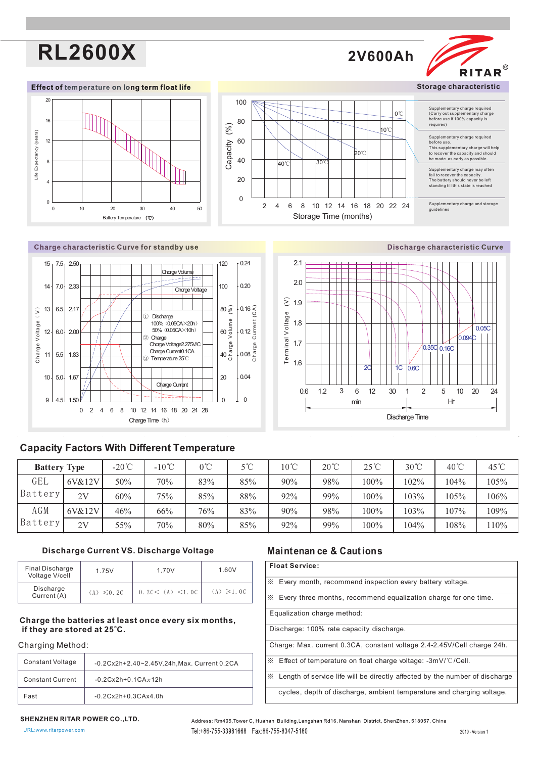# RL2600X

## 2V600Ah

RITAR®

### Effect of temperature on long term float life

Life Expectancy (years)

20
16
12
8
4
0

0 10 20 30 40 50

Battery Temperature (℃)

### Storage characteristic

Capacity (%)

100
80
60
40
20
0

2 4 6 8 10 12 14 16 18 20 22 24

Storage Time (months)

0℃
10℃
20℃
30℃
40℃

Supplementary charge required (Carry out supplementary charge before use if 100% capacity is requires)

Supplementary charge required before use. This supplementary charge will help to recover the capacity and should be made as early as possible.

Supplementary charge may often fail to recover the capacity. The battery should never be left standing till this state is reached

Supplementary charge and storage guidelines

### Charge characteristic Curve for standby use

Charge Voltage (V)

15 7.5 2.50
14 7.0 2.33
13 6.5 2.17
12 6.0 2.00
11 5.5 1.83
10 5.0 1.67
9 4.5 1.50

Charge Volume (%)

120
100
80
60
40
20
0

Charge Current (CA)

0.24
0.20
0.16
0.12
0.08
0.04
0

0 2 4 6 8 10 12 14 16 18 20 24 28

Charge Time (h)

Charge Volume

Charge Voltage

Charge Current

① Discharge
100% (0.05CA×20h)
50% (0.05CA×10h)
② Charge
Charge Voltage2.275V/C
Charge Current0.1CA
③ Temperature 25℃

### Discharge characteristic Curve

Terminal Voltage (V)

2.1
2.0
1.9
1.8
1.7
1.6

0.6 1.2 3 6 12 30 1 2 5 10 20 24

min Hr

Discharge Time

2C 1C 0.6C 0.35C 0.16C 0.094C 0.05C

## Capacity Factors With Different Temperature

| Battery Type | | -20℃ | -10℃ | 0℃ | 5℃ | 10℃ | 20℃ | 25℃ | 30℃ | 40℃ | 45℃ |
|---|---|---|---|---|---|---|---|---|---|---|---|
| GEL Battery | 6V&12V | 50% | 70% | 83% | 85% | 90% | 98% | 100% | 102% | 104% | 105% |
| | 2V | 60% | 75% | 85% | 88% | 92% | 99% | 100% | 103% | 105% | 106% |
| AGM Battery | 6V&12V | 46% | 66% | 76% | 83% | 90% | 98% | 100% | 103% | 107% | 109% |
| | 2V | 55% | 70% | 80% | 85% | 92% | 99% | 100% | 104% | 108% | 110% |

### Discharge Current VS. Discharge Voltage

| Final Discharge Voltage V/cell | 1.75V | 1.70V | 1.60V |
|---|---|---|---|
| Discharge Current (A) | (A) ≤0.2C | 0.2C< (A) <1.0C | (A) ≥1.0C |

**Charge the batteries at least once every six months, if they are stored at 25°C.**

Charging Method:

| | |
|---|---|
| Constant Voltage | -0.2Cx2h+2.40~2.45V,24h,Max. Current 0.2CA |
| Constant Current | -0.2Cx2h+0.1CAx12h |
| Fast | -0.2Cx2h+0.3CAx4.0h |

### Maintenance & Cautions

**Float Service:**

※ Every month, recommend inspection every battery voltage.

※ Every three months, recommend equalization charge for one time.

Equalization charge method:

Discharge: 100% rate capacity discharge.

Charge: Max. current 0.3CA, constant voltage 2.4-2.45V/Cell charge 24h.

※ Effect of temperature on float charge voltage: -3mV/℃/Cell.

※ Length of service life will be directly affected by the number of discharge cycles, depth of discharge, ambient temperature and charging voltage.

**SHENZHEN RITAR POWER CO.,LTD.**

URL:www.ritarpower.com

Address: Rm405,Tower C, Huahan Building,Langshan Rd16, Nanshan District, ShenZhen, 518057, China

Tel:+86-755-33981668 Fax:86-755-8347-5180

2010 - Version 1